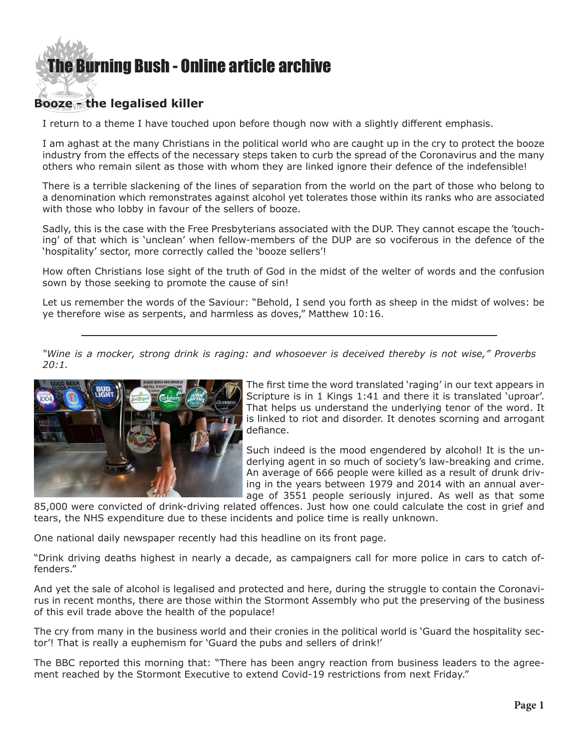# The Burning Bush - Online article archive

## Booze - the legalised killer

I return to a theme I have touched upon before though now with a slightly different emphasis.

I am aghast at the many Christians in the political world who are caught up in the cry to protect the booze industry from the effects of the necessary steps taken to curb the spread of the Coronavirus and the many others who remain silent as those with whom they are linked ignore their defence of the indefensible!

There is a terrible slackening of the lines of separation from the world on the part of those who belong to a denomination which remonstrates against alcohol yet tolerates those within its ranks who are associated with those who lobby in favour of the sellers of booze.

Sadly, this is the case with the Free Presbyterians associated with the DUP. They cannot escape the 'touching' of that which is 'unclean' when fellow-members of the DUP are so vociferous in the defence of the 'hospitality' sector, more correctly called the 'booze sellers'!

How often Christians lose sight of the truth of God in the midst of the welter of words and the confusion sown by those seeking to promote the cause of sin!

Let us remember the words of the Saviour: "Behold, I send you forth as sheep in the midst of wolves: be ye therefore wise as serpents, and harmless as doves," Matthew 10:16.

---

*"Wine is a mocker, strong drink is raging: and whosoever is deceived thereby is not wise," Proverbs 20:1.*

The first time the word translated 'raging' in our text appears in Scripture is in 1 Kings 1:41 and there it is translated 'uproar'. That helps us understand the underlying tenor of the word. It is linked to riot and disorder. It denotes scorning and arrogant defiance.

Such indeed is the mood engendered by alcohol! It is the underlying agent in so much of society's law-breaking and crime. An average of 666 people were killed as a result of drunk driving in the years between 1979 and 2014 with an annual average of 3551 people seriously injured. As well as that some 85,000 were convicted of drink-driving related offences. Just how one could calculate the cost in grief and tears, the NHS expenditure due to these incidents and police time is really unknown.

One national daily newspaper recently had this headline on its front page.

"Drink driving deaths highest in nearly a decade, as campaigners call for more police in cars to catch offenders."

And yet the sale of alcohol is legalised and protected and here, during the struggle to contain the Coronavirus in recent months, there are those within the Stormont Assembly who put the preserving of the business of this evil trade above the health of the populace!

The cry from many in the business world and their cronies in the political world is 'Guard the hospitality sector'! That is really a euphemism for 'Guard the pubs and sellers of drink!'

The BBC reported this morning that: "There has been angry reaction from business leaders to the agreement reached by the Stormont Executive to extend Covid-19 restrictions from next Friday."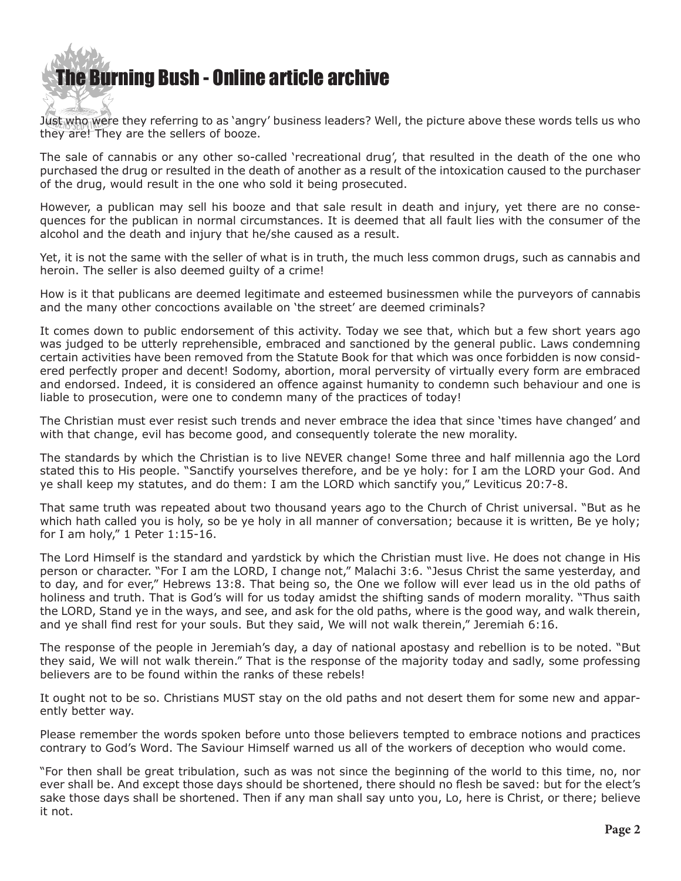Just who were they referring to as 'angry' business leaders? Well, the picture above these words tells us who they are! They are the sellers of booze.

The sale of cannabis or any other so-called 'recreational drug', that resulted in the death of the one who purchased the drug or resulted in the death of another as a result of the intoxication caused to the purchaser of the drug, would result in the one who sold it being prosecuted.

However, a publican may sell his booze and that sale result in death and injury, yet there are no consequences for the publican in normal circumstances. It is deemed that all fault lies with the consumer of the alcohol and the death and injury that he/she caused as a result.

Yet, it is not the same with the seller of what is in truth, the much less common drugs, such as cannabis and heroin. The seller is also deemed guilty of a crime!

How is it that publicans are deemed legitimate and esteemed businessmen while the purveyors of cannabis and the many other concoctions available on 'the street' are deemed criminals?

It comes down to public endorsement of this activity. Today we see that, which but a few short years ago was judged to be utterly reprehensible, embraced and sanctioned by the general public. Laws condemning certain activities have been removed from the Statute Book for that which was once forbidden is now considered perfectly proper and decent! Sodomy, abortion, moral perversity of virtually every form are embraced and endorsed. Indeed, it is considered an offence against humanity to condemn such behaviour and one is liable to prosecution, were one to condemn many of the practices of today!

The Christian must ever resist such trends and never embrace the idea that since 'times have changed' and with that change, evil has become good, and consequently tolerate the new morality.

The standards by which the Christian is to live NEVER change! Some three and half millennia ago the Lord stated this to His people. "Sanctify yourselves therefore, and be ye holy: for I am the LORD your God. And ye shall keep my statutes, and do them: I am the LORD which sanctify you," Leviticus 20:7-8.

That same truth was repeated about two thousand years ago to the Church of Christ universal. "But as he which hath called you is holy, so be ye holy in all manner of conversation; because it is written, Be ye holy; for I am holy," 1 Peter 1:15-16.

The Lord Himself is the standard and yardstick by which the Christian must live. He does not change in His person or character. "For I am the LORD, I change not," Malachi 3:6. "Jesus Christ the same yesterday, and to day, and for ever," Hebrews 13:8. That being so, the One we follow will ever lead us in the old paths of holiness and truth. That is God's will for us today amidst the shifting sands of modern morality. "Thus saith the LORD, Stand ye in the ways, and see, and ask for the old paths, where is the good way, and walk therein, and ye shall find rest for your souls. But they said, We will not walk therein," Jeremiah 6:16.

The response of the people in Jeremiah's day, a day of national apostasy and rebellion is to be noted. "But they said, We will not walk therein." That is the response of the majority today and sadly, some professing believers are to be found within the ranks of these rebels!

It ought not to be so. Christians MUST stay on the old paths and not desert them for some new and apparently better way.

Please remember the words spoken before unto those believers tempted to embrace notions and practices contrary to God's Word. The Saviour Himself warned us all of the workers of deception who would come.

"For then shall be great tribulation, such as was not since the beginning of the world to this time, no, nor ever shall be. And except those days should be shortened, there should no flesh be saved: but for the elect's sake those days shall be shortened. Then if any man shall say unto you, Lo, here is Christ, or there; believe it not.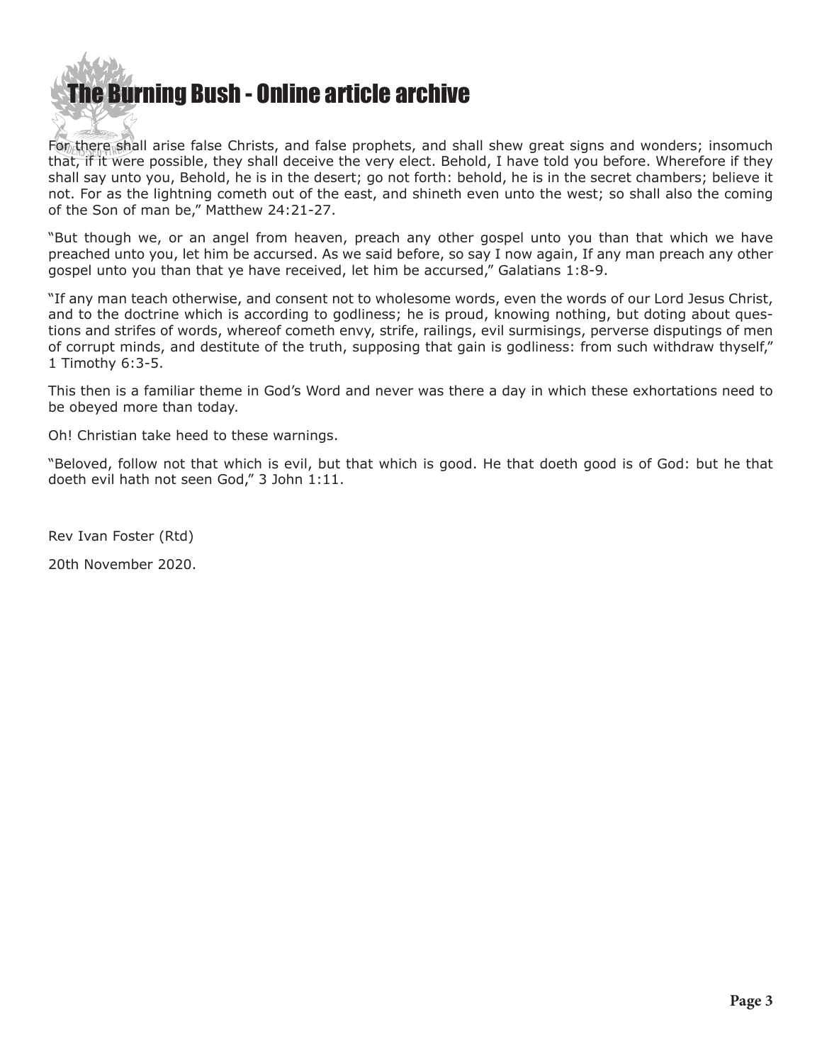For there shall arise false Christs, and false prophets, and shall shew great signs and wonders; insomuch that, if it were possible, they shall deceive the very elect. Behold, I have told you before. Wherefore if they shall say unto you, Behold, he is in the desert; go not forth: behold, he is in the secret chambers; believe it not. For as the lightning cometh out of the east, and shineth even unto the west; so shall also the coming of the Son of man be," Matthew 24:21-27.

"But though we, or an angel from heaven, preach any other gospel unto you than that which we have preached unto you, let him be accursed. As we said before, so say I now again, If any man preach any other gospel unto you than that ye have received, let him be accursed," Galatians 1:8-9.

"If any man teach otherwise, and consent not to wholesome words, even the words of our Lord Jesus Christ, and to the doctrine which is according to godliness; he is proud, knowing nothing, but doting about questions and strifes of words, whereof cometh envy, strife, railings, evil surmisings, perverse disputings of men of corrupt minds, and destitute of the truth, supposing that gain is godliness: from such withdraw thyself," 1 Timothy 6:3-5.

This then is a familiar theme in God's Word and never was there a day in which these exhortations need to be obeyed more than today.

Oh! Christian take heed to these warnings.

"Beloved, follow not that which is evil, but that which is good. He that doeth good is of God: but he that doeth evil hath not seen God," 3 John 1:11.

Rev Ivan Foster (Rtd)

20th November 2020.